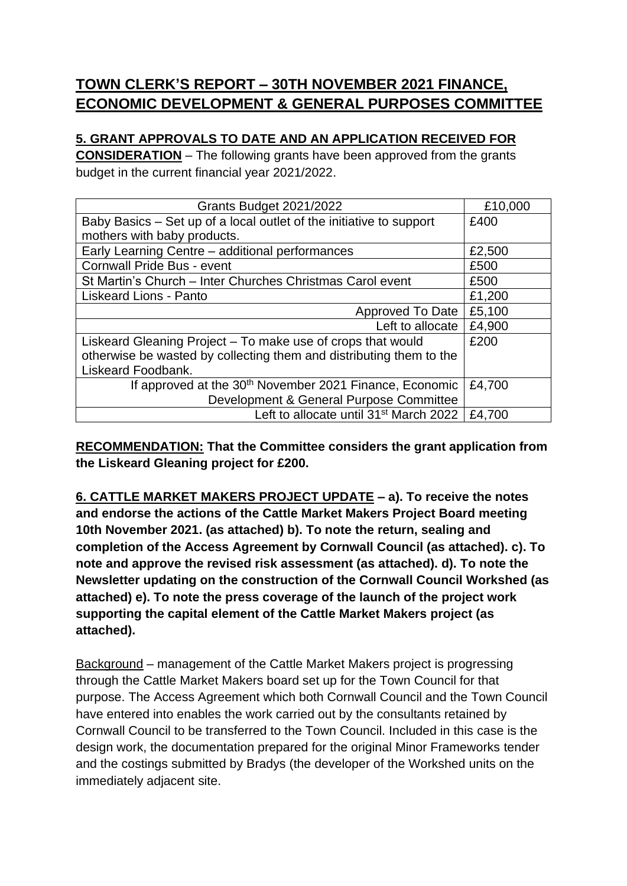# TOWN CLERK'S REPORT – 30TH NOVEMBER 2021 FINANCE, ECONOMIC DEVELOPMENT & GENERAL PURPOSES COMMITTEE

**5. GRANT APPROVALS TO DATE AND AN APPLICATION RECEIVED FOR CONSIDERATION** – The following grants have been approved from the grants budget in the current financial year 2021/2022.

| Grants Budget 2021/2022 | £10,000 |
| --- | --- |
| Baby Basics – Set up of a local outlet of the initiative to support mothers with baby products. | £400 |
| Early Learning Centre – additional performances | £2,500 |
| Cornwall Pride Bus - event | £500 |
| St Martin's Church – Inter Churches Christmas Carol event | £500 |
| Liskeard Lions - Panto | £1,200 |
| Approved To Date | £5,100 |
| Left to allocate | £4,900 |
| Liskeard Gleaning Project – To make use of crops that would otherwise be wasted by collecting them and distributing them to the Liskeard Foodbank. | £200 |
| If approved at the 30th November 2021 Finance, Economic Development & General Purpose Committee | £4,700 |
| Left to allocate until 31st March 2022 | £4,700 |

**RECOMMENDATION: That the Committee considers the grant application from the Liskeard Gleaning project for £200.**

**6. CATTLE MARKET MAKERS PROJECT UPDATE – a). To receive the notes and endorse the actions of the Cattle Market Makers Project Board meeting 10th November 2021. (as attached) b). To note the return, sealing and completion of the Access Agreement by Cornwall Council (as attached). c). To note and approve the revised risk assessment (as attached). d). To note the Newsletter updating on the construction of the Cornwall Council Workshed (as attached) e). To note the press coverage of the launch of the project work supporting the capital element of the Cattle Market Makers project (as attached).**

Background – management of the Cattle Market Makers project is progressing through the Cattle Market Makers board set up for the Town Council for that purpose. The Access Agreement which both Cornwall Council and the Town Council have entered into enables the work carried out by the consultants retained by Cornwall Council to be transferred to the Town Council. Included in this case is the design work, the documentation prepared for the original Minor Frameworks tender and the costings submitted by Bradys (the developer of the Workshed units on the immediately adjacent site.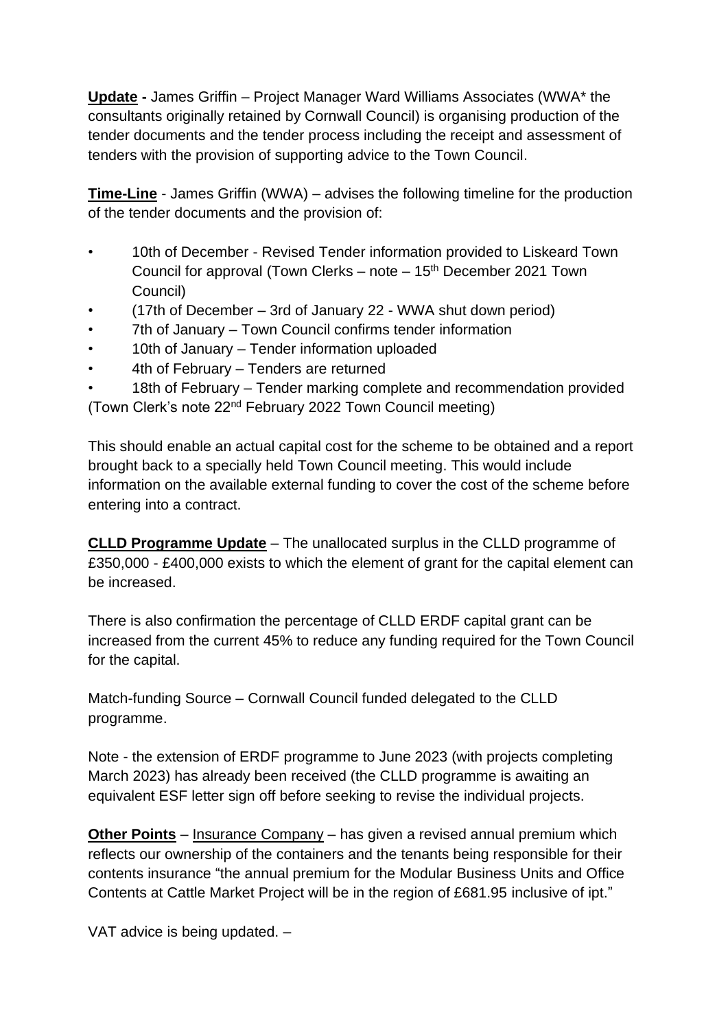**<u>Update</u> -** James Griffin – Project Manager Ward Williams Associates (WWA* the consultants originally retained by Cornwall Council) is organising production of the tender documents and the tender process including the receipt and assessment of tenders with the provision of supporting advice to the Town Council.

**<u>Time-Line</u>** - James Griffin (WWA) – advises the following timeline for the production of the tender documents and the provision of:

- 10th of December - Revised Tender information provided to Liskeard Town Council for approval (Town Clerks – note – 15th December 2021 Town Council)
- (17th of December – 3rd of January 22 - WWA shut down period)
- 7th of January – Town Council confirms tender information
- 10th of January – Tender information uploaded
- 4th of February – Tenders are returned
- 18th of February – Tender marking complete and recommendation provided (Town Clerk's note 22nd February 2022 Town Council meeting)

This should enable an actual capital cost for the scheme to be obtained and a report brought back to a specially held Town Council meeting. This would include information on the available external funding to cover the cost of the scheme before entering into a contract.

**<u>CLLD Programme Update</u>** – The unallocated surplus in the CLLD programme of £350,000 - £400,000 exists to which the element of grant for the capital element can be increased.

There is also confirmation the percentage of CLLD ERDF capital grant can be increased from the current 45% to reduce any funding required for the Town Council for the capital.

Match-funding Source – Cornwall Council funded delegated to the CLLD programme.

Note - the extension of ERDF programme to June 2023 (with projects completing March 2023) has already been received (the CLLD programme is awaiting an equivalent ESF letter sign off before seeking to revise the individual projects.

**<u>Other Points</u>** – <u>Insurance Company</u> – has given a revised annual premium which reflects our ownership of the containers and the tenants being responsible for their contents insurance "the annual premium for the Modular Business Units and Office Contents at Cattle Market Project will be in the region of £681.95 inclusive of ipt."

VAT advice is being updated. –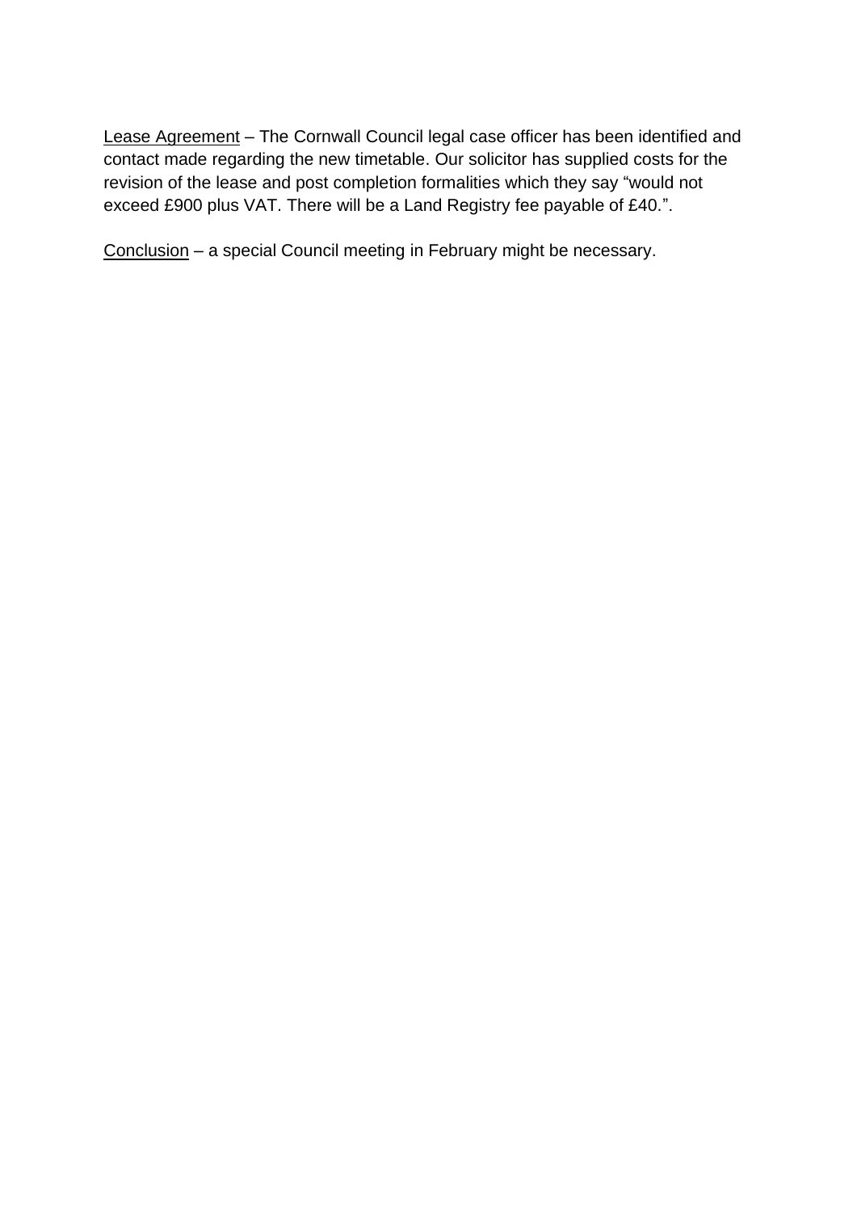<u>Lease Agreement</u> – The Cornwall Council legal case officer has been identified and contact made regarding the new timetable. Our solicitor has supplied costs for the revision of the lease and post completion formalities which they say "would not exceed £900 plus VAT. There will be a Land Registry fee payable of £40.".

<u>Conclusion</u> – a special Council meeting in February might be necessary.